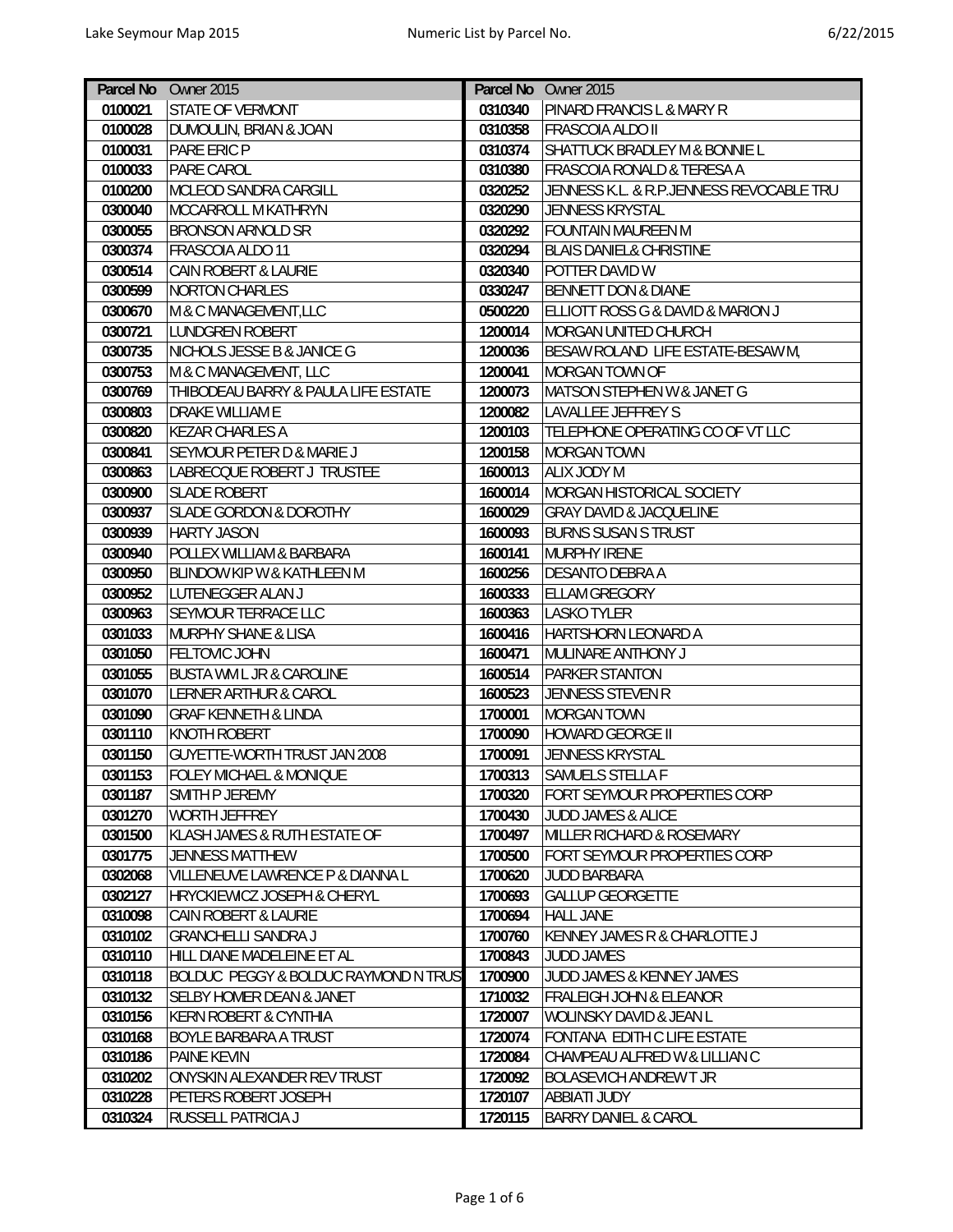| Parcel No | Owner 2015 | Parcel No | Owner 2015 |
|---|---|---|---|
| 0100021 | STATE OF VERMONT | 0310340 | PINARD FRANCIS L & MARY R |
| 0100028 | DUMOULIN, BRIAN & JOAN | 0310358 | FRASCOIA ALDO II |
| 0100031 | PARE ERIC P | 0310374 | SHATTUCK BRADLEY M & BONNIE L |
| 0100033 | PARE CAROL | 0310380 | FRASCOIA RONALD & TERESA A |
| 0100200 | MCLEOD SANDRA CARGILL | 0320252 | JENNESS K.L. & R.P.JENNESS REVOCABLE TRU |
| 0300040 | MCCARROLL M KATHRYN | 0320290 | JENNESS KRYSTAL |
| 0300055 | BRONSON ARNOLD SR | 0320292 | FOUNTAIN MAUREEN M |
| 0300374 | FRASCOIA ALDO 11 | 0320294 | BLAIS DANIEL& CHRISTINE |
| 0300514 | CAIN ROBERT & LAURIE | 0320340 | POTTER DAVID W |
| 0300599 | NORTON CHARLES | 0330247 | BENNETT DON & DIANE |
| 0300670 | M & C MANAGEMENT,LLC | 0500220 | ELLIOTT ROSS G & DAVID & MARION J |
| 0300721 | LUNDGREN ROBERT | 1200014 | MORGAN UNITED CHURCH |
| 0300735 | NICHOLS JESSE B & JANICE G | 1200036 | BESAW ROLAND LIFE ESTATE-BESAW M, |
| 0300753 | M & C MANAGEMENT, LLC | 1200041 | MORGAN TOWN OF |
| 0300769 | THIBODEAU BARRY & PAULA LIFE ESTATE | 1200073 | MATSON STEPHEN W & JANET G |
| 0300803 | DRAKE WILLIAM E | 1200082 | LAVALLEE JEFFREY S |
| 0300820 | KEZAR CHARLES A | 1200103 | TELEPHONE OPERATING CO OF VT LLC |
| 0300841 | SEYMOUR PETER D & MARIE J | 1200158 | MORGAN TOWN |
| 0300863 | LABRECQUE ROBERT J TRUSTEE | 1600013 | ALIX JODY M |
| 0300900 | SLADE ROBERT | 1600014 | MORGAN HISTORICAL SOCIETY |
| 0300937 | SLADE GORDON & DOROTHY | 1600029 | GRAY DAVID & JACQUELINE |
| 0300939 | HARTY JASON | 1600093 | BURNS SUSAN S TRUST |
| 0300940 | POLLEX WILLIAM & BARBARA | 1600141 | MURPHY IRENE |
| 0300950 | BLINDOW KIP W & KATHLEEN M | 1600256 | DESANTO DEBRA A |
| 0300952 | LUTENEGGER ALAN J | 1600333 | ELLAM GREGORY |
| 0300963 | SEYMOUR TERRACE LLC | 1600363 | LASKO TYLER |
| 0301033 | MURPHY SHANE & LISA | 1600416 | HARTSHORN LEONARD A |
| 0301050 | FELTOVIC JOHN | 1600471 | MULINARE ANTHONY J |
| 0301055 | BUSTA WM L JR & CAROLINE | 1600514 | PARKER STANTON |
| 0301070 | LERNER ARTHUR & CAROL | 1600523 | JENNESS STEVEN R |
| 0301090 | GRAF KENNETH & LINDA | 1700001 | MORGAN TOWN |
| 0301110 | KNOTH ROBERT | 1700090 | HOWARD GEORGE II |
| 0301150 | GUYETTE-WORTH TRUST JAN 2008 | 1700091 | JENNESS KRYSTAL |
| 0301153 | FOLEY MICHAEL & MONIQUE | 1700313 | SAMUELS STELLA F |
| 0301187 | SMITH P JEREMY | 1700320 | FORT SEYMOUR PROPERTIES CORP |
| 0301270 | WORTH JEFFREY | 1700430 | JUDD JAMES & ALICE |
| 0301500 | KLASH JAMES & RUTH ESTATE OF | 1700497 | MILLER RICHARD & ROSEMARY |
| 0301775 | JENNESS MATTHEW | 1700500 | FORT SEYMOUR PROPERTIES CORP |
| 0302068 | VILLENEUVE LAWRENCE P & DIANNA L | 1700620 | JUDD BARBARA |
| 0302127 | HRYCKIEWICZ JOSEPH & CHERYL | 1700693 | GALLUP GEORGETTE |
| 0310098 | CAIN ROBERT & LAURIE | 1700694 | HALL JANE |
| 0310102 | GRANCHELLI SANDRA J | 1700760 | KENNEY JAMES R & CHARLOTTE J |
| 0310110 | HILL DIANE MADELEINE ET AL | 1700843 | JUDD JAMES |
| 0310118 | BOLDUC PEGGY & BOLDUC RAYMOND N TRUS | 1700900 | JUDD JAMES & KENNEY JAMES |
| 0310132 | SELBY HOMER DEAN & JANET | 1710032 | FRALEIGH JOHN & ELEANOR |
| 0310156 | KERN ROBERT & CYNTHIA | 1720007 | WOLINSKY DAVID & JEAN L |
| 0310168 | BOYLE BARBARA A TRUST | 1720074 | FONTANA EDITH C LIFE ESTATE |
| 0310186 | PAINE KEVIN | 1720084 | CHAMPEAU ALFRED W & LILLIAN C |
| 0310202 | ONYSKIN ALEXANDER REV TRUST | 1720092 | BOLASEVICH ANDREW T JR |
| 0310228 | PETERS ROBERT JOSEPH | 1720107 | ABBIATI JUDY |
| 0310324 | RUSSELL PATRICIA J | 1720115 | BARRY DANIEL & CAROL |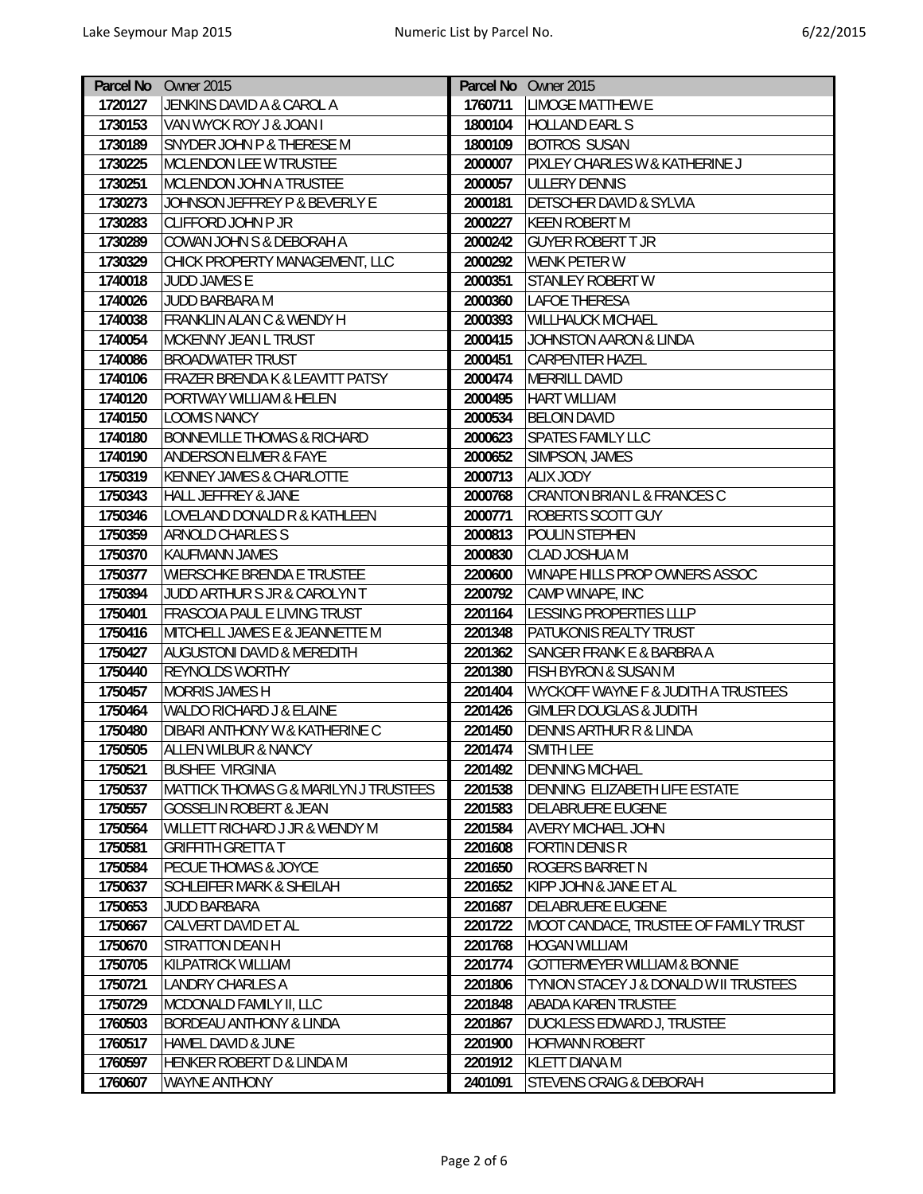| Parcel No | Owner 2015 | Parcel No | Owner 2015 |
|---|---|---|---|
| 1720127 | JENKINS DAVID A & CAROL A | 1760711 | LIMOGE MATTHEW E |
| 1730153 | VAN WYCK ROY J & JOAN I | 1800104 | HOLLAND EARL S |
| 1730189 | SNYDER JOHN P & THERESE M | 1800109 | BOTROS SUSAN |
| 1730225 | MCLENDON LEE W TRUSTEE | 2000007 | PIXLEY CHARLES W & KATHERINE J |
| 1730251 | MCLENDON JOHN A TRUSTEE | 2000057 | ULLERY DENNIS |
| 1730273 | JOHNSON JEFFREY P & BEVERLY E | 2000181 | DETSCHER DAVID & SYLVIA |
| 1730283 | CLIFFORD JOHN P JR | 2000227 | KEEN ROBERT M |
| 1730289 | COWAN JOHN S & DEBORAH A | 2000242 | GUYER ROBERT T JR |
| 1730329 | CHICK PROPERTY MANAGEMENT, LLC | 2000292 | WENK PETER W |
| 1740018 | JUDD JAMES E | 2000351 | STANLEY ROBERT W |
| 1740026 | JUDD BARBARA M | 2000360 | LAFOE THERESA |
| 1740038 | FRANKLIN ALAN C & WENDY H | 2000393 | WILLHAUCK MICHAEL |
| 1740054 | MCKENNY JEAN L TRUST | 2000415 | JOHNSTON AARON & LINDA |
| 1740086 | BROADWATER TRUST | 2000451 | CARPENTER HAZEL |
| 1740106 | FRAZER BRENDA K & LEAVITT PATSY | 2000474 | MERRILL DAVID |
| 1740120 | PORTWAY WILLIAM & HELEN | 2000495 | HART WILLIAM |
| 1740150 | LOOMIS NANCY | 2000534 | BELOIN DAVID |
| 1740180 | BONNEVILLE THOMAS & RICHARD | 2000623 | SPATES FAMILY LLC |
| 1740190 | ANDERSON ELMER & FAYE | 2000652 | SIMPSON, JAMES |
| 1750319 | KENNEY JAMES & CHARLOTTE | 2000713 | ALIX JODY |
| 1750343 | HALL JEFFREY & JANE | 2000768 | CRANTON BRIAN L & FRANCES C |
| 1750346 | LOVELAND DONALD R & KATHLEEN | 2000771 | ROBERTS SCOTT GUY |
| 1750359 | ARNOLD CHARLES S | 2000813 | POULIN STEPHEN |
| 1750370 | KAUFMANN JAMES | 2000830 | CLAD JOSHUA M |
| 1750377 | WIERSCHKE BRENDA E TRUSTEE | 2200600 | WINAPE HILLS PROP OWNERS ASSOC |
| 1750394 | JUDD ARTHUR S JR & CAROLYN T | 2200792 | CAMP WINAPE, INC |
| 1750401 | FRASCOIA PAUL E LIVING TRUST | 2201164 | LESSING PROPERTIES LLLP |
| 1750416 | MITCHELL JAMES E & JEANNETTE M | 2201348 | PATUKONIS REALTY TRUST |
| 1750427 | AUGUSTONI DAVID & MEREDITH | 2201362 | SANGER FRANK E & BARBRA A |
| 1750440 | REYNOLDS WORTHY | 2201380 | FISH BYRON & SUSAN M |
| 1750457 | MORRIS JAMES H | 2201404 | WYCKOFF WAYNE F & JUDITH A TRUSTEES |
| 1750464 | WALDO RICHARD J & ELAINE | 2201426 | GIMLER DOUGLAS & JUDITH |
| 1750480 | DIBARI ANTHONY W & KATHERINE C | 2201450 | DENNIS ARTHUR R & LINDA |
| 1750505 | ALLEN WILBUR & NANCY | 2201474 | SMITH LEE |
| 1750521 | BUSHEE VIRGINIA | 2201492 | DENNING MICHAEL |
| 1750537 | MATTICK THOMAS G & MARILYN J TRUSTEES | 2201538 | DENNING ELIZABETH LIFE ESTATE |
| 1750557 | GOSSELIN ROBERT & JEAN | 2201583 | DELABRUERE EUGENE |
| 1750564 | WILLETT RICHARD J JR & WENDY M | 2201584 | AVERY MICHAEL JOHN |
| 1750581 | GRIFFITH GRETTA T | 2201608 | FORTIN DENIS R |
| 1750584 | PECUE THOMAS & JOYCE | 2201650 | ROGERS BARRET N |
| 1750637 | SCHLEIFER MARK & SHEILAH | 2201652 | KIPP JOHN & JANE ET AL |
| 1750653 | JUDD BARBARA | 2201687 | DELABRUERE EUGENE |
| 1750667 | CALVERT DAVID ET AL | 2201722 | MOOT CANDACE, TRUSTEE OF FAMILY TRUST |
| 1750670 | STRATTON DEAN H | 2201768 | HOGAN WILLIAM |
| 1750705 | KILPATRICK WILLIAM | 2201774 | GOTTERMEYER WILLIAM & BONNIE |
| 1750721 | LANDRY CHARLES A | 2201806 | TYNION STACEY J & DONALD W II TRUSTEES |
| 1750729 | MCDONALD FAMILY II, LLC | 2201848 | ABADA KAREN TRUSTEE |
| 1760503 | BORDEAU ANTHONY & LINDA | 2201867 | DUCKLESS EDWARD J, TRUSTEE |
| 1760517 | HAMEL DAVID & JUNE | 2201900 | HOFMANN ROBERT |
| 1760597 | HENKER ROBERT D & LINDA M | 2201912 | KLETT DIANA M |
| 1760607 | WAYNE ANTHONY | 2401091 | STEVENS CRAIG & DEBORAH |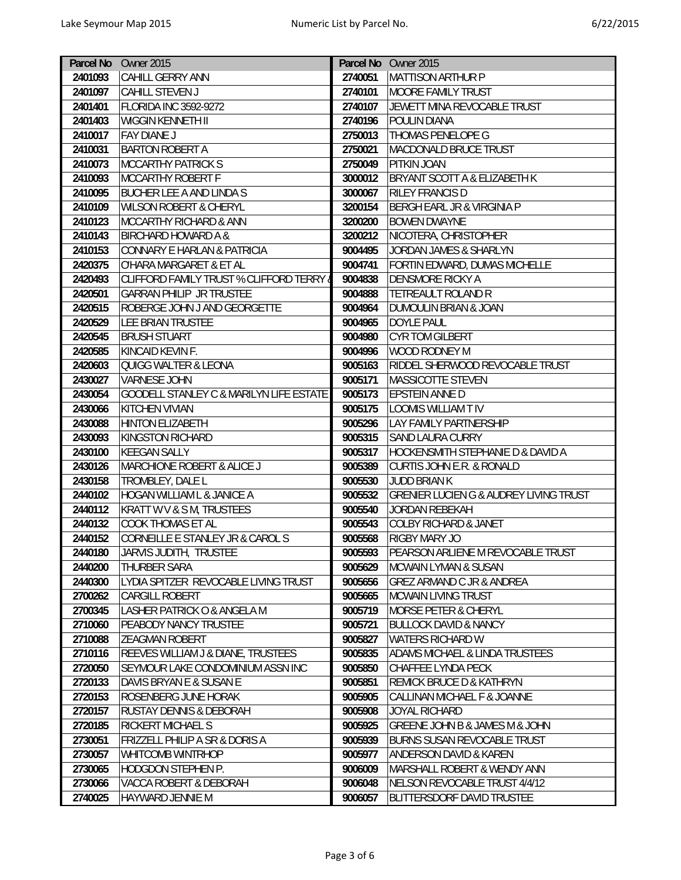| Parcel No | Owner 2015 | Parcel No | Owner 2015 |
|---|---|---|---|
| 2401093 | CAHILL GERRY ANN | 2740051 | MATTISON ARTHUR P |
| 2401097 | CAHILL STEVEN J | 2740101 | MOORE FAMILY TRUST |
| 2401401 | FLORIDA INC 3592-9272 | 2740107 | JEWETT MINA REVOCABLE TRUST |
| 2401403 | WIGGIN KENNETH II | 2740196 | POULIN DIANA |
| 2410017 | FAY DIANE J | 2750013 | THOMAS PENELOPE G |
| 2410031 | BARTON ROBERT A | 2750021 | MACDONALD BRUCE TRUST |
| 2410073 | MCCARTHY PATRICK S | 2750049 | PITKIN JOAN |
| 2410093 | MCCARTHY ROBERT F | 3000012 | BRYANT SCOTT A & ELIZABETH K |
| 2410095 | BUCHER LEE A AND LINDA S | 3000067 | RILEY FRANCIS D |
| 2410109 | WILSON ROBERT & CHERYL | 3200154 | BERGH EARL JR & VIRGINIA P |
| 2410123 | MCCARTHY RICHARD & ANN | 3200200 | BOWEN DWAYNE |
| 2410143 | BIRCHARD HOWARD A & | 3200212 | NICOTERA, CHRISTOPHER |
| 2410153 | CONNARY E HARLAN & PATRICIA | 9004495 | JORDAN JAMES & SHARLYN |
| 2420375 | O'HARA MARGARET & ET AL | 9004741 | FORTIN EDWARD, DUMAS MICHELLE |
| 2420493 | CLIFFORD FAMILY TRUST % CLIFFORD TERRY & | 9004838 | DENSMORE RICKY A |
| 2420501 | GARRAN PHILIP JR TRUSTEE | 9004888 | TETREAULT ROLAND R |
| 2420515 | ROBERGE JOHN J AND GEORGETTE | 9004964 | DUMOULIN BRIAN & JOAN |
| 2420529 | LEE BRIAN TRUSTEE | 9004965 | DOYLE PAUL |
| 2420545 | BRUSH STUART | 9004980 | CYR TOM GILBERT |
| 2420585 | KINCAID KEVIN F. | 9004996 | WOOD RODNEY M |
| 2420603 | QUIGG WALTER & LEONA | 9005163 | RIDDEL SHERWOOD REVOCABLE TRUST |
| 2430027 | VARNESE JOHN | 9005171 | MASSICOTTE STEVEN |
| 2430054 | GOODELL STANLEY C & MARILYN LIFE ESTATE | 9005173 | EPSTEIN ANNE D |
| 2430066 | KITCHEN VIVIAN | 9005175 | LOOMIS WILLIAM T IV |
| 2430088 | HINTON ELIZABETH | 9005296 | LAY FAMILY PARTNERSHIP |
| 2430093 | KINGSTON RICHARD | 9005315 | SAND LAURA CURRY |
| 2430100 | KEEGAN SALLY | 9005317 | HOCKENSMITH STEPHANIE D & DAVID A |
| 2430126 | MARCHIONE ROBERT & ALICE J | 9005389 | CURTIS JOHN E.R. & RONALD |
| 2430158 | TROMBLEY, DALE L | 9005530 | JUDD BRIAN K |
| 2440102 | HOGAN WILLIAM L & JANICE A | 9005532 | GRENIER LUCIEN G & AUDREY LIVING TRUST |
| 2440112 | KRATT W V & S M, TRUSTEES | 9005540 | JORDAN REBEKAH |
| 2440132 | COOK THOMAS ET AL | 9005543 | COLBY RICHARD & JANET |
| 2440152 | CORNEILLE E STANLEY JR & CAROL S | 9005568 | RIGBY MARY JO |
| 2440180 | JARVIS JUDITH, TRUSTEE | 9005593 | PEARSON ARLIENE M REVOCABLE TRUST |
| 2440200 | THURBER SARA | 9005629 | MCWAIN LYMAN & SUSAN |
| 2440300 | LYDIA SPITZER REVOCABLE LIVING TRUST | 9005656 | GREZ ARMAND C JR & ANDREA |
| 2700262 | CARGILL ROBERT | 9005665 | MCWAIN LIVING TRUST |
| 2700345 | LASHER PATRICK O & ANGELA M | 9005719 | MORSE PETER & CHERYL |
| 2710060 | PEABODY NANCY TRUSTEE | 9005721 | BULLOCK DAVID & NANCY |
| 2710088 | ZEAGMAN ROBERT | 9005827 | WATERS RICHARD W |
| 2710116 | REEVES WILLIAM J & DIANE, TRUSTEES | 9005835 | ADAMS MICHAEL & LINDA TRUSTEES |
| 2720050 | SEYMOUR LAKE CONDOMINIUM ASSN INC | 9005850 | CHAFFEE LYNDA PECK |
| 2720133 | DAVIS BRYAN E & SUSAN E | 9005851 | REMICK BRUCE D & KATHRYN |
| 2720153 | ROSENBERG JUNE HORAK | 9005905 | CALLINAN MICHAEL F & JOANNE |
| 2720157 | RUSTAY DENNIS & DEBORAH | 9005908 | JOYAL RICHARD |
| 2720185 | RICKERT MICHAEL S | 9005925 | GREENE JOHN B & JAMES M & JOHN |
| 2730051 | FRIZZELL PHILIP A SR & DORIS A | 9005939 | BURNS SUSAN REVOCABLE TRUST |
| 2730057 | WHITCOMB WINTRHOP | 9005977 | ANDERSON DAVID & KAREN |
| 2730065 | HODGDON STEPHEN P. | 9006009 | MARSHALL ROBERT & WENDY ANN |
| 2730066 | VACCA ROBERT & DEBORAH | 9006048 | NELSON REVOCABLE TRUST 4/4/12 |
| 2740025 | HAYWARD JENNIE M | 9006057 | BLITTERSDORF DAVID TRUSTEE |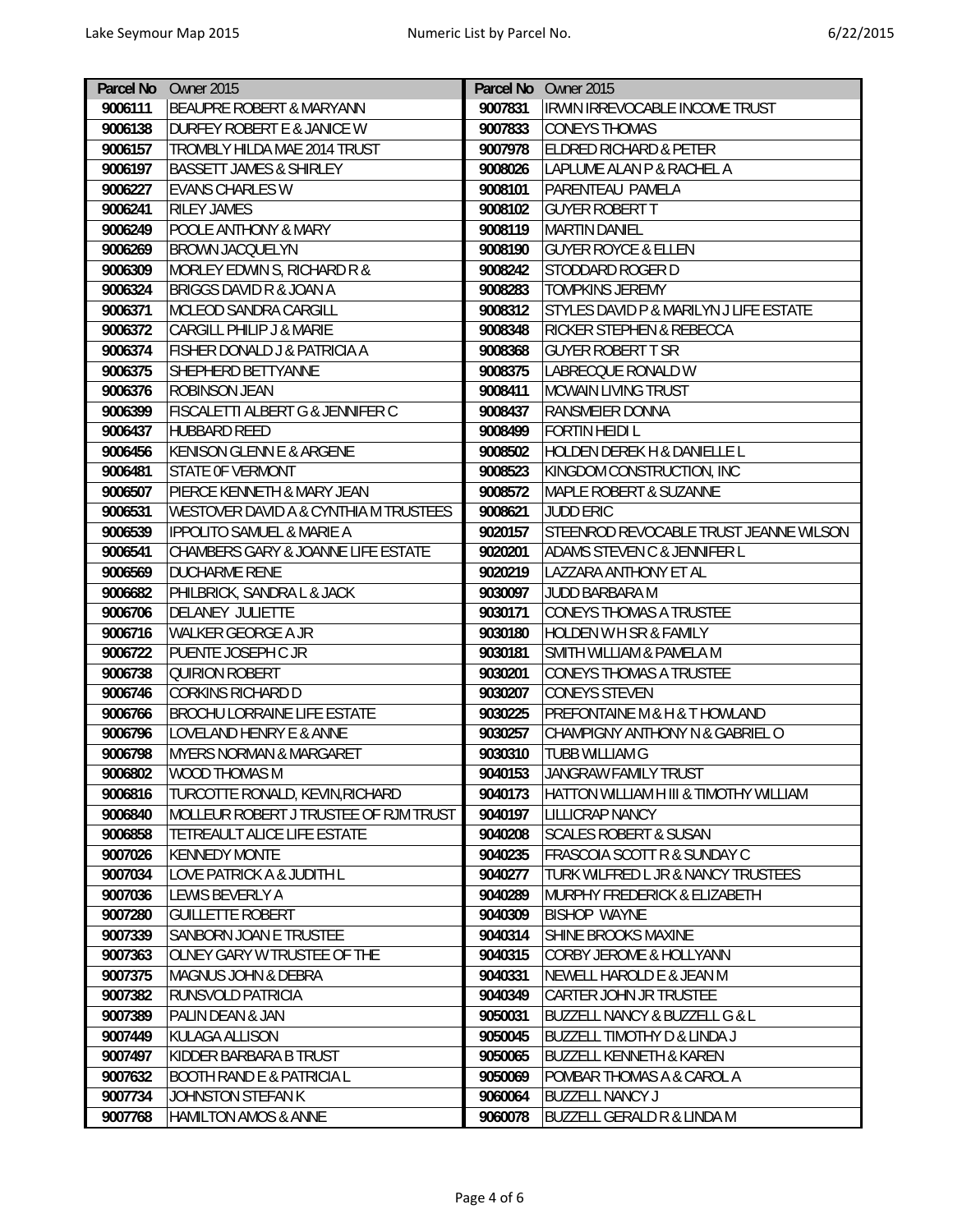| Parcel No | Owner 2015 | Parcel No | Owner 2015 |
|---|---|---|---|
| 9006111 | BEAUPRE ROBERT & MARYANN | 9007831 | IRWIN IRREVOCABLE INCOME TRUST |
| 9006138 | DURFEY ROBERT E & JANICE W | 9007833 | CONEYS THOMAS |
| 9006157 | TROMBLY HILDA MAE 2014 TRUST | 9007978 | ELDRED RICHARD & PETER |
| 9006197 | BASSETT JAMES & SHIRLEY | 9008026 | LAPLUME ALAN P & RACHEL A |
| 9006227 | EVANS CHARLES W | 9008101 | PARENTEAU PAMELA |
| 9006241 | RILEY JAMES | 9008102 | GUYER ROBERT T |
| 9006249 | POOLE ANTHONY & MARY | 9008119 | MARTIN DANIEL |
| 9006269 | BROWN JACQUELYN | 9008190 | GUYER ROYCE & ELLEN |
| 9006309 | MORLEY EDWIN S, RICHARD R & | 9008242 | STODDARD ROGER D |
| 9006324 | BRIGGS DAVID R & JOAN A | 9008283 | TOMPKINS JEREMY |
| 9006371 | MCLEOD SANDRA CARGILL | 9008312 | STYLES DAVID P & MARILYN J LIFE ESTATE |
| 9006372 | CARGILL PHILIP J & MARIE | 9008348 | RICKER STEPHEN & REBECCA |
| 9006374 | FISHER DONALD J & PATRICIA A | 9008368 | GUYER ROBERT T SR |
| 9006375 | SHEPHERD BETTYANNE | 9008375 | LABRECQUE RONALD W |
| 9006376 | ROBINSON JEAN | 9008411 | MCWAIN LIVING TRUST |
| 9006399 | FISCALETTI ALBERT G & JENNIFER C | 9008437 | RANSMEIER DONNA |
| 9006437 | HUBBARD REED | 9008499 | FORTIN HEIDI L |
| 9006456 | KENISON GLENN E & ARGENE | 9008502 | HOLDEN DEREK H & DANIELLE L |
| 9006481 | STATE 0F VERMONT | 9008523 | KINGDOM CONSTRUCTION, INC |
| 9006507 | PIERCE KENNETH & MARY JEAN | 9008572 | MAPLE ROBERT & SUZANNE |
| 9006531 | WESTOVER DAVID A & CYNTHIA M TRUSTEES | 9008621 | JUDD ERIC |
| 9006539 | IPPOLITO SAMUEL & MARIE A | 9020157 | STEENROD REVOCABLE TRUST JEANNE WILSON |
| 9006541 | CHAMBERS GARY & JOANNE LIFE ESTATE | 9020201 | ADAMS STEVEN C & JENNIFER L |
| 9006569 | DUCHARME RENE | 9020219 | LAZZARA ANTHONY ET AL |
| 9006682 | PHILBRICK, SANDRA L & JACK | 9030097 | JUDD BARBARA M |
| 9006706 | DELANEY JULIETTE | 9030171 | CONEYS THOMAS A TRUSTEE |
| 9006716 | WALKER GEORGE A JR | 9030180 | HOLDEN W H SR & FAMILY |
| 9006722 | PUENTE JOSEPH C JR | 9030181 | SMITH WILLIAM & PAMELA M |
| 9006738 | QUIRION ROBERT | 9030201 | CONEYS THOMAS A TRUSTEE |
| 9006746 | CORKINS RICHARD D | 9030207 | CONEYS STEVEN |
| 9006766 | BROCHU LORRAINE LIFE ESTATE | 9030225 | PREFONTAINE M & H & T HOWLAND |
| 9006796 | LOVELAND HENRY E & ANNE | 9030257 | CHAMPIGNY ANTHONY N & GABRIEL O |
| 9006798 | MYERS NORMAN & MARGARET | 9030310 | TUBB WILLIAM G |
| 9006802 | WOOD THOMAS M | 9040153 | JANGRAW FAMILY TRUST |
| 9006816 | TURCOTTE RONALD, KEVIN,RICHARD | 9040173 | HATTON WILLIAM H III & TIMOTHY WILLIAM |
| 9006840 | MOLLEUR ROBERT J TRUSTEE OF RJM TRUST | 9040197 | LILLICRAP NANCY |
| 9006858 | TETREAULT ALICE LIFE ESTATE | 9040208 | SCALES ROBERT & SUSAN |
| 9007026 | KENNEDY MONTE | 9040235 | FRASCOIA SCOTT R & SUNDAY C |
| 9007034 | LOVE PATRICK A & JUDITH L | 9040277 | TURK WILFRED L JR & NANCY TRUSTEES |
| 9007036 | LEWIS BEVERLY A | 9040289 | MURPHY FREDERICK & ELIZABETH |
| 9007280 | GUILLETTE ROBERT | 9040309 | BISHOP WAYNE |
| 9007339 | SANBORN JOAN E TRUSTEE | 9040314 | SHINE BROOKS MAXINE |
| 9007363 | OLNEY GARY W TRUSTEE OF THE | 9040315 | CORBY JEROME & HOLLYANN |
| 9007375 | MAGNUS JOHN & DEBRA | 9040331 | NEWELL HAROLD E & JEAN M |
| 9007382 | RUNSVOLD PATRICIA | 9040349 | CARTER JOHN JR TRUSTEE |
| 9007389 | PALIN DEAN & JAN | 9050031 | BUZZELL NANCY & BUZZELL G & L |
| 9007449 | KULAGA ALLISON | 9050045 | BUZZELL TIMOTHY D & LINDA J |
| 9007497 | KIDDER BARBARA B TRUST | 9050065 | BUZZELL KENNETH & KAREN |
| 9007632 | BOOTH RAND E & PATRICIA L | 9050069 | POMBAR THOMAS A & CAROL A |
| 9007734 | JOHNSTON STEFAN K | 9060064 | BUZZELL NANCY J |
| 9007768 | HAMILTON AMOS & ANNE | 9060078 | BUZZELL GERALD R & LINDA M |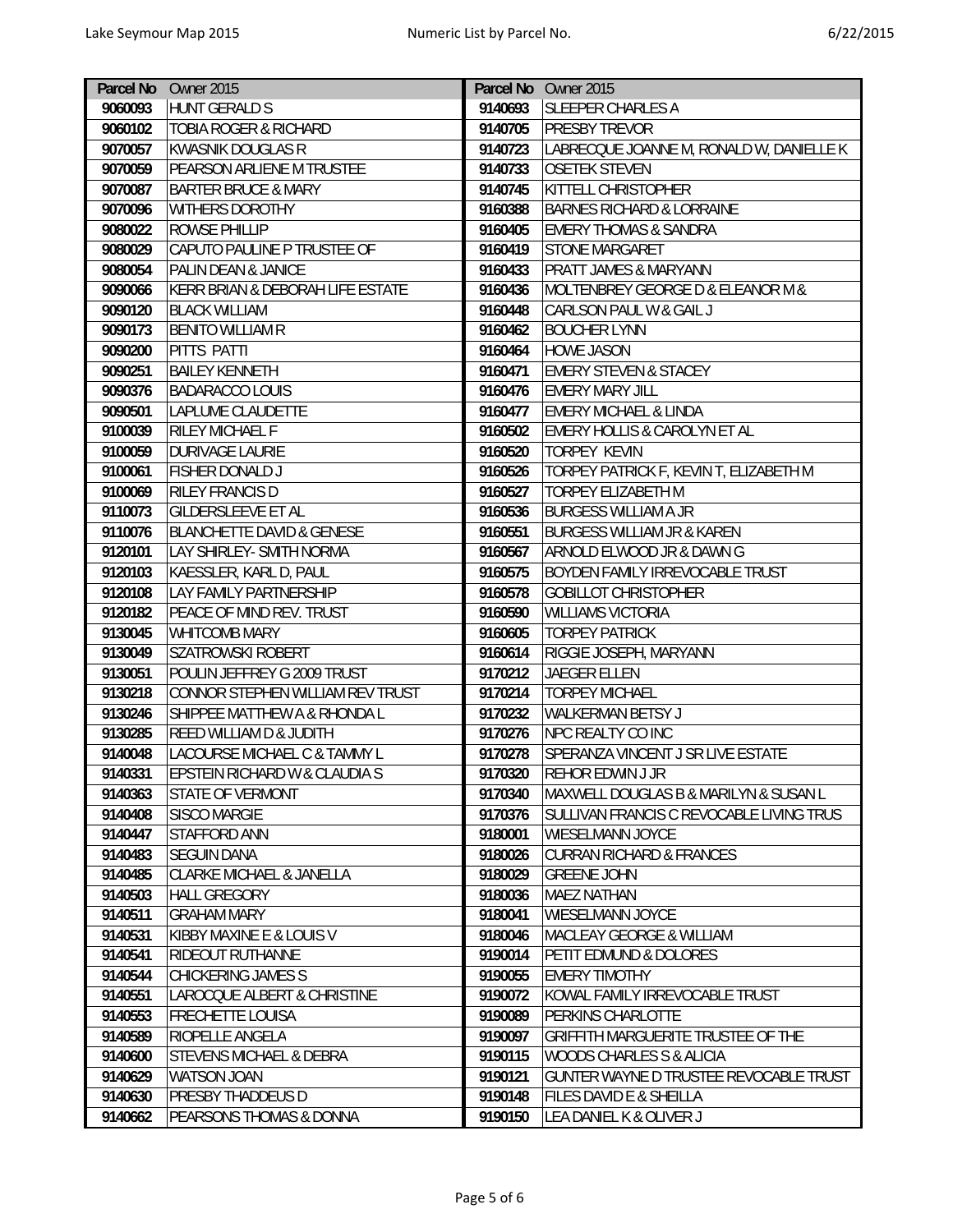| Parcel No | Owner 2015 | Parcel No | Owner 2015 |
|---|---|---|---|
| 9060093 | HUNT GERALD S | 9140693 | SLEEPER CHARLES A |
| 9060102 | TOBIA ROGER & RICHARD | 9140705 | PRESBY TREVOR |
| 9070057 | KWASNIK DOUGLAS R | 9140723 | LABRECQUE JOANNE M, RONALD W, DANIELLE K |
| 9070059 | PEARSON ARLIENE M TRUSTEE | 9140733 | OSETEK STEVEN |
| 9070087 | BARTER BRUCE & MARY | 9140745 | KITTELL CHRISTOPHER |
| 9070096 | WITHERS DOROTHY | 9160388 | BARNES RICHARD & LORRAINE |
| 9080022 | ROWSE PHILLIP | 9160405 | EMERY THOMAS & SANDRA |
| 9080029 | CAPUTO PAULINE P TRUSTEE OF | 9160419 | STONE MARGARET |
| 9080054 | PALIN DEAN & JANICE | 9160433 | PRATT JAMES & MARYANN |
| 9090066 | KERR BRIAN & DEBORAH LIFE ESTATE | 9160436 | MOLTENBREY GEORGE D & ELEANOR M & |
| 9090120 | BLACK WILLIAM | 9160448 | CARLSON PAUL W & GAIL J |
| 9090173 | BENITO WILLIAM R | 9160462 | BOUCHER LYNN |
| 9090200 | PITTS PATTI | 9160464 | HOWE JASON |
| 9090251 | BAILEY KENNETH | 9160471 | EMERY STEVEN & STACEY |
| 9090376 | BADARACCO LOUIS | 9160476 | EMERY MARY JILL |
| 9090501 | LAPLUME CLAUDETTE | 9160477 | EMERY MICHAEL & LINDA |
| 9100039 | RILEY MICHAEL F | 9160502 | EMERY HOLLIS & CAROLYN ET AL |
| 9100059 | DURIVAGE LAURIE | 9160520 | TORPEY KEVIN |
| 9100061 | FISHER DONALD J | 9160526 | TORPEY PATRICK F, KEVIN T, ELIZABETH M |
| 9100069 | RILEY FRANCIS D | 9160527 | TORPEY ELIZABETH M |
| 9110073 | GILDERSLEEVE ET AL | 9160536 | BURGESS WILLIAM A JR |
| 9110076 | BLANCHETTE DAVID & GENESE | 9160551 | BURGESS WILLIAM JR & KAREN |
| 9120101 | LAY SHIRLEY- SMITH NORMA | 9160567 | ARNOLD ELWOOD JR & DAWN G |
| 9120103 | KAESSLER, KARL D, PAUL | 9160575 | BOYDEN FAMILY IRREVOCABLE TRUST |
| 9120108 | LAY FAMILY PARTNERSHIP | 9160578 | GOBILLOT CHRISTOPHER |
| 9120182 | PEACE OF MIND REV. TRUST | 9160590 | WILLIAMS VICTORIA |
| 9130045 | WHITCOMB MARY | 9160605 | TORPEY PATRICK |
| 9130049 | SZATROWSKI ROBERT | 9160614 | RIGGIE JOSEPH, MARYANN |
| 9130051 | POULIN JEFFREY G 2009 TRUST | 9170212 | JAEGER ELLEN |
| 9130218 | CONNOR STEPHEN WILLIAM REV TRUST | 9170214 | TORPEY MICHAEL |
| 9130246 | SHIPPEE MATTHEW A & RHONDA L | 9170232 | WALKERMAN BETSY J |
| 9130285 | REED WILLIAM D & JUDITH | 9170276 | NPC REALTY CO INC |
| 9140048 | LACOURSE MICHAEL C & TAMMY L | 9170278 | SPERANZA VINCENT J SR LIVE ESTATE |
| 9140331 | EPSTEIN RICHARD W & CLAUDIA S | 9170320 | REHOR EDWIN J JR |
| 9140363 | STATE OF VERMONT | 9170340 | MAXWELL DOUGLAS B & MARILYN & SUSAN L |
| 9140408 | SISCO MARGIE | 9170376 | SULLIVAN FRANCIS C REVOCABLE LIVING TRUS |
| 9140447 | STAFFORD ANN | 9180001 | WIESELMANN JOYCE |
| 9140483 | SEGUIN DANA | 9180026 | CURRAN RICHARD & FRANCES |
| 9140485 | CLARKE MICHAEL & JANELLA | 9180029 | GREENE JOHN |
| 9140503 | HALL GREGORY | 9180036 | MAEZ NATHAN |
| 9140511 | GRAHAM MARY | 9180041 | WIESELMANN JOYCE |
| 9140531 | KIBBY MAXINE E & LOUIS V | 9180046 | MACLEAY GEORGE & WILLIAM |
| 9140541 | RIDEOUT RUTHANNE | 9190014 | PETIT EDMUND & DOLORES |
| 9140544 | CHICKERING JAMES S | 9190055 | EMERY TIMOTHY |
| 9140551 | LAROCQUE ALBERT & CHRISTINE | 9190072 | KOWAL FAMILY IRREVOCABLE TRUST |
| 9140553 | FRECHETTE LOUISA | 9190089 | PERKINS CHARLOTTE |
| 9140589 | RIOPELLE ANGELA | 9190097 | GRIFFITH MARGUERITE TRUSTEE OF THE |
| 9140600 | STEVENS MICHAEL & DEBRA | 9190115 | WOODS CHARLES S & ALICIA |
| 9140629 | WATSON JOAN | 9190121 | GUNTER WAYNE D TRUSTEE REVOCABLE TRUST |
| 9140630 | PRESBY THADDEUS D | 9190148 | FILES DAVID E & SHEILLA |
| 9140662 | PEARSONS THOMAS & DONNA | 9190150 | LEA DANIEL K & OLIVER J |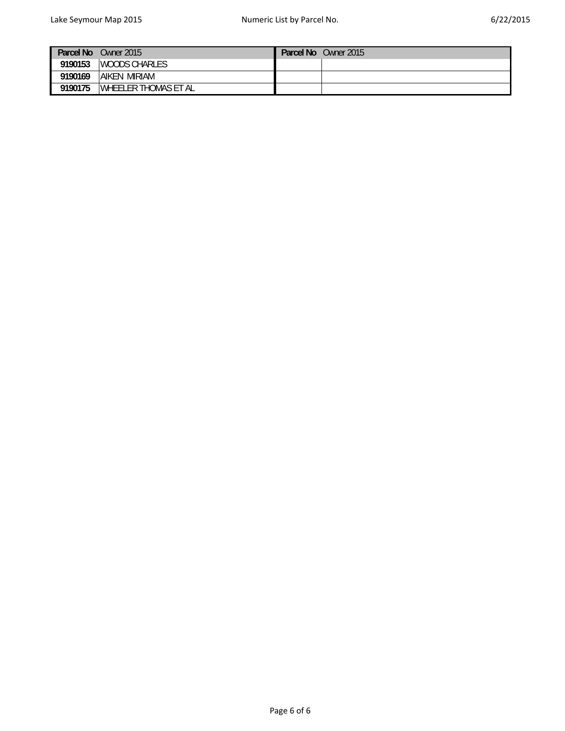| Parcel No | Owner 2015 | Parcel No | Owner 2015 |
|---|---|---|---|
| 9190153 | WOODS CHARLES | | |
| 9190169 | AIKEN MIRIAM | | |
| 9190175 | WHEELER THOMAS ET AL | | |